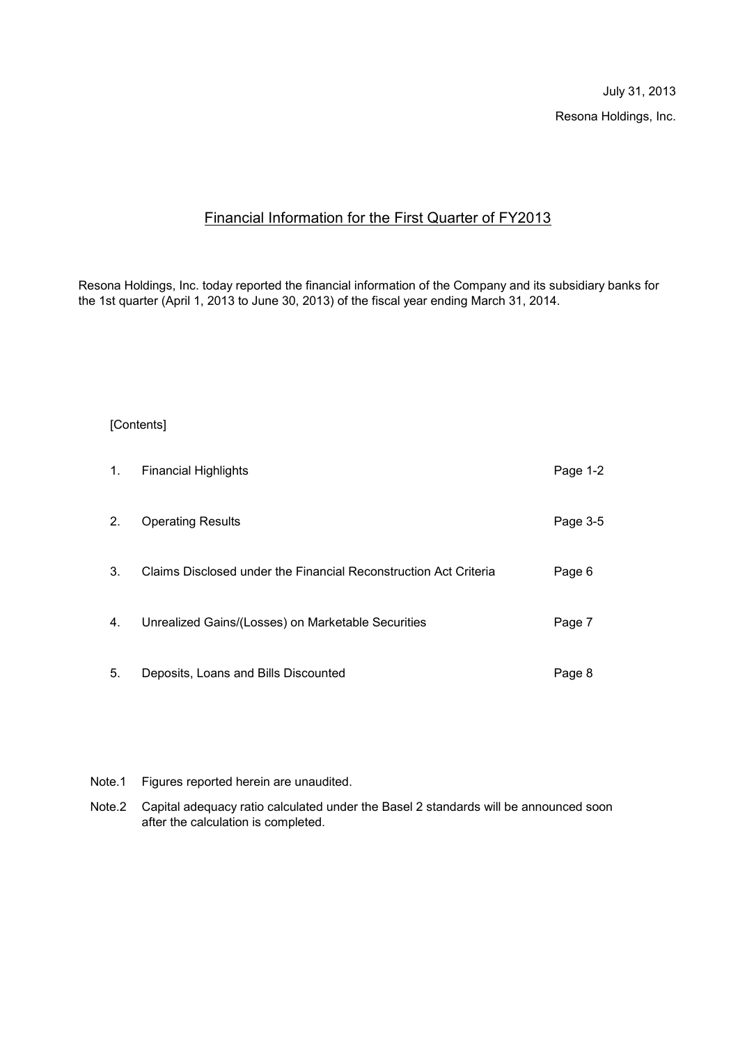July 31, 2013

Resona Holdings, Inc.

# Financial Information for the First Quarter of FY2013

Resona Holdings, Inc. today reported the financial information of the Company and its subsidiary banks for the 1st quarter (April 1, 2013 to June 30, 2013) of the fiscal year ending March 31, 2014.

[Contents]

| | | |
|---|---|---|
| 1. | Financial Highlights | Page 1-2 |
| 2. | Operating Results | Page 3-5 |
| 3. | Claims Disclosed under the Financial Reconstruction Act Criteria | Page 6 |
| 4. | Unrealized Gains/(Losses) on Marketable Securities | Page 7 |
| 5. | Deposits, Loans and Bills Discounted | Page 8 |

Note.1 Figures reported herein are unaudited.

Note.2 Capital adequacy ratio calculated under the Basel 2 standards will be announced soon after the calculation is completed.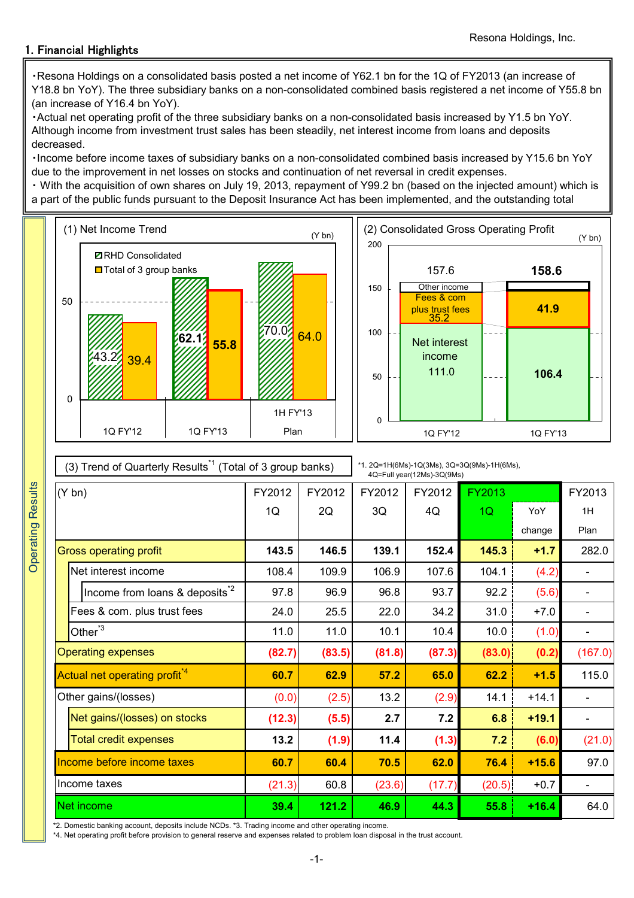Resona Holdings, Inc.

## 1. Financial Highlights

・Resona Holdings on a consolidated basis posted a net income of Y62.1 bn for the 1Q of FY2013 (an increase of Y18.8 bn YoY). The three subsidiary banks on a non-consolidated combined basis registered a net income of Y55.8 bn (an increase of Y16.4 bn YoY).

・Actual net operating profit of the three subsidiary banks on a non-consolidated basis increased by Y1.5 bn YoY. Although income from investment trust sales has been steadily, net interest income from loans and deposits decreased.

・Income before income taxes of subsidiary banks on a non-consolidated combined basis increased by Y15.6 bn YoY due to the improvement in net losses on stocks and continuation of net reversal in credit expenses.

・ With the acquisition of own shares on July 19, 2013, repayment of Y99.2 bn (based on the injected amount) which is a part of the public funds pursuant to the Deposit Insurance Act has been implemented, and the outstanding total

### Operating Results

#### (1) Net Income Trend

(Y bn)

| | 1Q FY'12 | 1Q FY'13 | 1H FY'13 Plan |
|---|---|---|---|
| RHD Consolidated | 43.2 | 62.1 | 70.0 |
| Total of 3 group banks | 39.4 | 55.8 | 64.0 |

#### (2) Consolidated Gross Operating Profit

(Y bn)

| | 1Q FY'12 | 1Q FY'13 |
|---|---|---|
| Total | 157.6 | 158.6 |
| Fees & com plus trust fees | 35.2 | 41.9 |
| Net interest income | 111.0 | 106.4 |
| Other income | | |

#### (3) Trend of Quarterly Results[*1] (Total of 3 group banks)

*1. 2Q=1H(6Ms)-1Q(3Ms), 3Q=3Q(9Ms)-1H(6Ms), 4Q=Full year(12Ms)-3Q(9Ms)

| (Y bn) | FY2012 1Q | FY2012 2Q | FY2012 3Q | FY2012 4Q | FY2013 1Q | YoY change | FY2013 1H Plan |
|---|---|---|---|---|---|---|---|
| Gross operating profit | 143.5 | 146.5 | 139.1 | 152.4 | 145.3 | +1.7 | 282.0 |
| Net interest income | 108.4 | 109.9 | 106.9 | 107.6 | 104.1 | (4.2) | - |
| Income from loans & deposits[*2] | 97.8 | 96.9 | 96.8 | 93.7 | 92.2 | (5.6) | - |
| Fees & com. plus trust fees | 24.0 | 25.5 | 22.0 | 34.2 | 31.0 | +7.0 | - |
| Other[*3] | 11.0 | 11.0 | 10.1 | 10.4 | 10.0 | (1.0) | - |
| Operating expenses | (82.7) | (83.5) | (81.8) | (87.3) | (83.0) | (0.2) | (167.0) |
| Actual net operating profit[*4] | 60.7 | 62.9 | 57.2 | 65.0 | 62.2 | +1.5 | 115.0 |
| Other gains/(losses) | (0.0) | (2.5) | 13.2 | (2.9) | 14.1 | +14.1 | - |
| Net gains/(losses) on stocks | (12.3) | (5.5) | 2.7 | 7.2 | 6.8 | +19.1 | - |
| Total credit expenses | 13.2 | (1.9) | 11.4 | (1.3) | 7.2 | (6.0) | (21.0) |
| Income before income taxes | 60.7 | 60.4 | 70.5 | 62.0 | 76.4 | +15.6 | 97.0 |
| Income taxes | (21.3) | 60.8 | (23.6) | (17.7) | (20.5) | +0.7 | - |
| Net income | 39.4 | 121.2 | 46.9 | 44.3 | 55.8 | +16.4 | 64.0 |

*2. Domestic banking account, deposits include NCDs. *3. Trading income and other operating income.

*4. Net operating profit before provision to general reserve and expenses related to problem loan disposal in the trust account.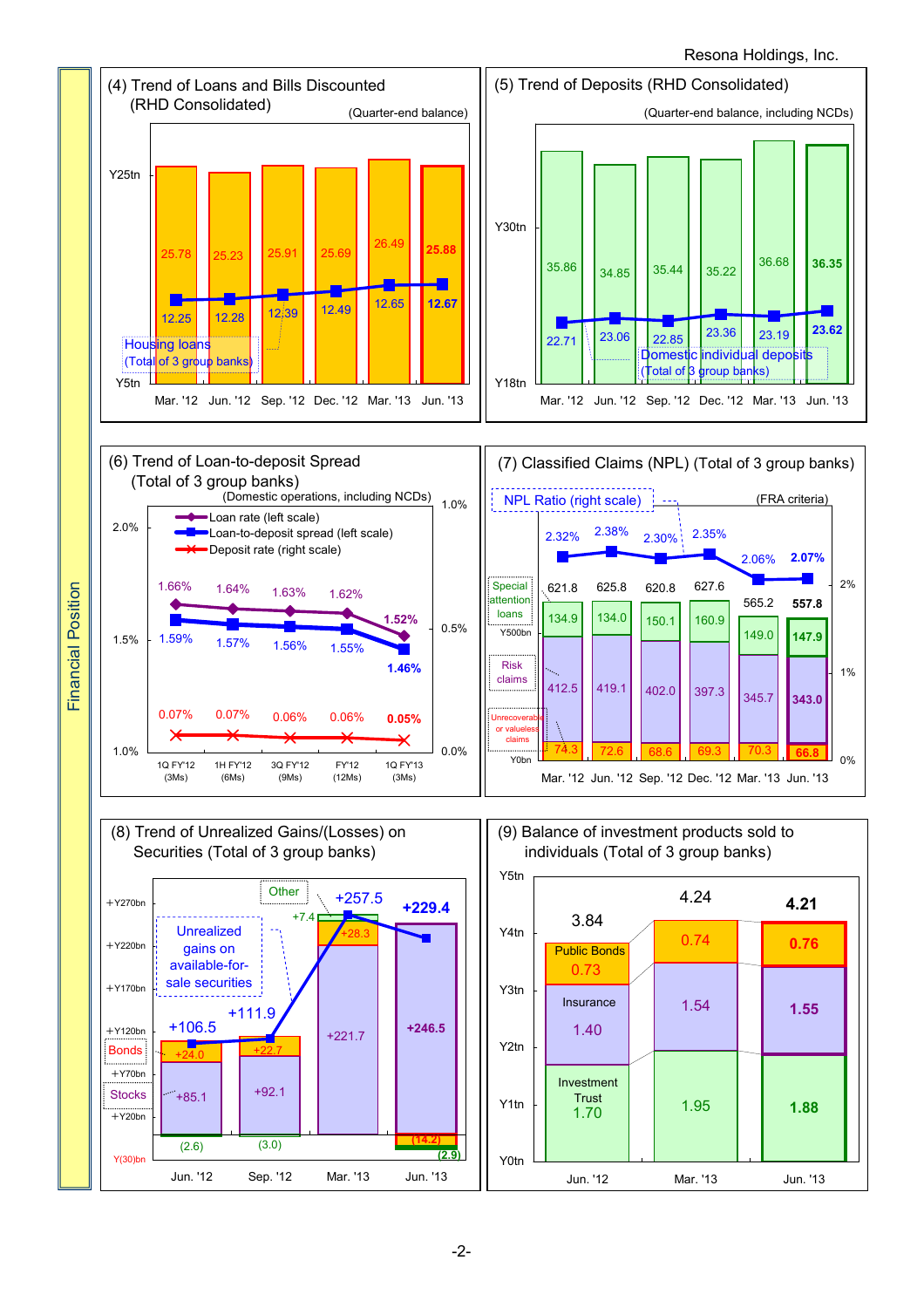Financial Position

## (4) Trend of Loans and Bills Discounted (RHD Consolidated)

(Quarter-end balance)

| | Mar. '12 | Jun. '12 | Sep. '12 | Dec. '12 | Mar. '13 | Jun. '13 |
|---|---|---|---|---|---|---|
| Loans and bills discounted (Ytn) | 25.78 | 25.23 | 25.91 | 25.69 | 26.49 | **25.88** |
| Housing loans (Total of 3 group banks) (Ytn) | 12.25 | 12.28 | 12.39 | 12.49 | 12.65 | **12.67** |

## (5) Trend of Deposits (RHD Consolidated)

(Quarter-end balance, including NCDs)

| | Mar. '12 | Jun. '12 | Sep. '12 | Dec. '12 | Mar. '13 | Jun. '13 |
|---|---|---|---|---|---|---|
| Deposits (Ytn) | 35.86 | 34.85 | 35.44 | 35.22 | 36.68 | **36.35** |
| Domestic individual deposits (Total of 3 group banks) (Ytn) | 22.71 | 23.06 | 22.85 | 23.36 | 23.19 | **23.62** |

## (6) Trend of Loan-to-deposit Spread (Total of 3 group banks)

(Domestic operations, including NCDs)

| | 1Q FY'12 (3Ms) | 1H FY'12 (6Ms) | 3Q FY'12 (9Ms) | FY'12 (12Ms) | 1Q FY'13 (3Ms) |
|---|---|---|---|---|---|
| Loan rate (left scale) | 1.66% | 1.64% | 1.63% | 1.62% | **1.52%** |
| Loan-to-deposit spread (left scale) | 1.59% | 1.57% | 1.56% | 1.55% | **1.46%** |
| Deposit rate (right scale) | 0.07% | 0.07% | 0.06% | 0.06% | **0.05%** |

## (7) Classified Claims (NPL) (Total of 3 group banks)

(FRA criteria)

| | Mar. '12 | Jun. '12 | Sep. '12 | Dec. '12 | Mar. '13 | Jun. '13 |
|---|---|---|---|---|---|---|
| NPL Ratio (right scale) | 2.32% | 2.38% | 2.30% | 2.35% | 2.06% | **2.07%** |
| Total (Ybn) | 621.8 | 625.8 | 620.8 | 627.6 | 565.2 | **557.8** |
| Special attention loans | 134.9 | 134.0 | 150.1 | 160.9 | 149.0 | **147.9** |
| Risk claims | 412.5 | 419.1 | 402.0 | 397.3 | 345.7 | **343.0** |
| Unrecoverable or valueless claims | 74.3 | 72.6 | 68.6 | 69.3 | 70.3 | **66.8** |

## (8) Trend of Unrealized Gains/(Losses) on Securities (Total of 3 group banks)

Unrealized gains on available-for-sale securities

| | Jun. '12 | Sep. '12 | Mar. '13 | Jun. '13 |
|---|---|---|---|---|
| Total (Ybn) | +106.5 | +111.9 | +257.5 | **+229.4** |
| Stocks | +85.1 | +92.1 | +221.7 | **+246.5** |
| Bonds | +24.0 | +22.7 | +28.3 | **(14.2)** |
| Other | (2.6) | (3.0) | +7.4 | **(2.9)** |

## (9) Balance of investment products sold to individuals (Total of 3 group banks)

| | Jun. '12 | Mar. '13 | Jun. '13 |
|---|---|---|---|
| Total (Ytn) | 3.84 | 4.24 | **4.21** |
| Public Bonds | 0.73 | 0.74 | **0.76** |
| Insurance | 1.40 | 1.54 | **1.55** |
| Investment Trust | 1.70 | 1.95 | **1.88** |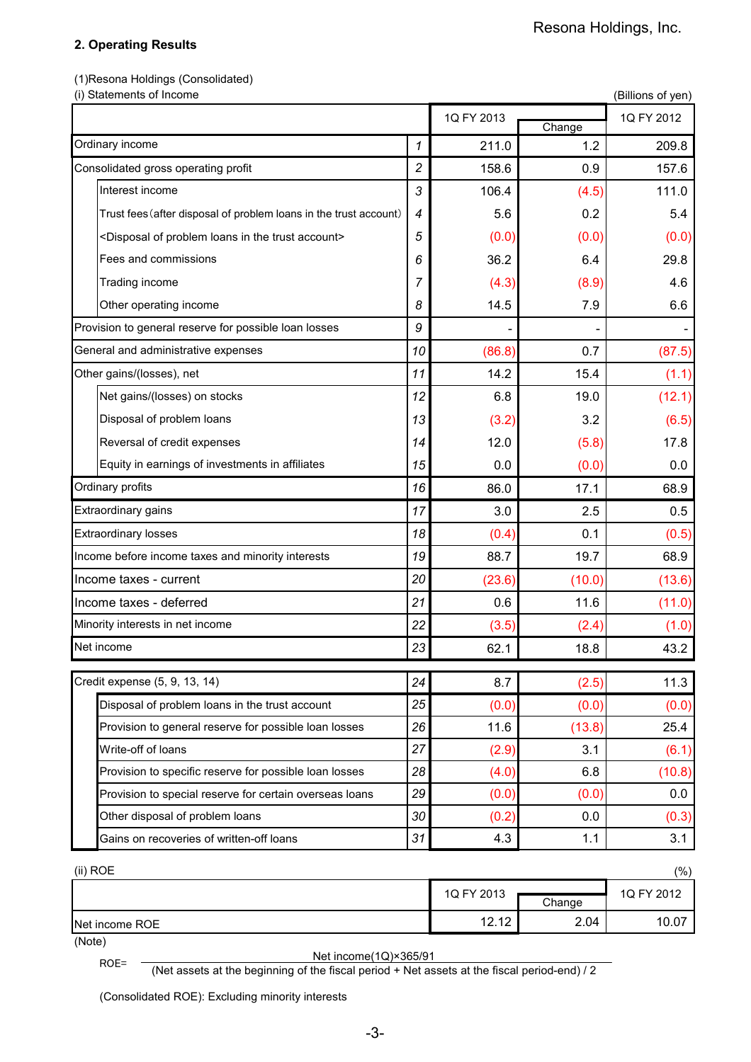## 2. Operating Results

(1)Resona Holdings (Consolidated)

(i) Statements of Income

(Billions of yen)

| | | 1Q FY 2013 | Change | 1Q FY 2012 |
|---|---|---|---|---|
| Ordinary income | 1 | 211.0 | 1.2 | 209.8 |
| Consolidated gross operating profit | 2 | 158.6 | 0.9 | 157.6 |
| Interest income | 3 | 106.4 | (4.5) | 111.0 |
| Trust fees (after disposal of problem loans in the trust account) | 4 | 5.6 | 0.2 | 5.4 |
| <Disposal of problem loans in the trust account> | 5 | (0.0) | (0.0) | (0.0) |
| Fees and commissions | 6 | 36.2 | 6.4 | 29.8 |
| Trading income | 7 | (4.3) | (8.9) | 4.6 |
| Other operating income | 8 | 14.5 | 7.9 | 6.6 |
| Provision to general reserve for possible loan losses | 9 | - | - | - |
| General and administrative expenses | 10 | (86.8) | 0.7 | (87.5) |
| Other gains/(losses), net | 11 | 14.2 | 15.4 | (1.1) |
| Net gains/(losses) on stocks | 12 | 6.8 | 19.0 | (12.1) |
| Disposal of problem loans | 13 | (3.2) | 3.2 | (6.5) |
| Reversal of credit expenses | 14 | 12.0 | (5.8) | 17.8 |
| Equity in earnings of investments in affiliates | 15 | 0.0 | (0.0) | 0.0 |
| Ordinary profits | 16 | 86.0 | 17.1 | 68.9 |
| Extraordinary gains | 17 | 3.0 | 2.5 | 0.5 |
| Extraordinary losses | 18 | (0.4) | 0.1 | (0.5) |
| Income before income taxes and minority interests | 19 | 88.7 | 19.7 | 68.9 |
| Income taxes - current | 20 | (23.6) | (10.0) | (13.6) |
| Income taxes - deferred | 21 | 0.6 | 11.6 | (11.0) |
| Minority interests in net income | 22 | (3.5) | (2.4) | (1.0) |
| Net income | 23 | 62.1 | 18.8 | 43.2 |
| Credit expense (5, 9, 13, 14) | 24 | 8.7 | (2.5) | 11.3 |
| Disposal of problem loans in the trust account | 25 | (0.0) | (0.0) | (0.0) |
| Provision to general reserve for possible loan losses | 26 | 11.6 | (13.8) | 25.4 |
| Write-off of loans | 27 | (2.9) | 3.1 | (6.1) |
| Provision to specific reserve for possible loan losses | 28 | (4.0) | 6.8 | (10.8) |
| Provision to special reserve for certain overseas loans | 29 | (0.0) | (0.0) | 0.0 |
| Other disposal of problem loans | 30 | (0.2) | 0.0 | (0.3) |
| Gains on recoveries of written-off loans | 31 | 4.3 | 1.1 | 3.1 |

(ii) ROE

(%)

| | 1Q FY 2013 | Change | 1Q FY 2012 |
|---|---|---|---|
| Net income ROE | 12.12 | 2.04 | 10.07 |

(Note)

$$\text{ROE} = \frac{\text{Net income(1Q)} \times 365/91}{\text{(Net assets at the beginning of the fiscal period + Net assets at the fiscal period-end) / 2}}$$

(Consolidated ROE): Excluding minority interests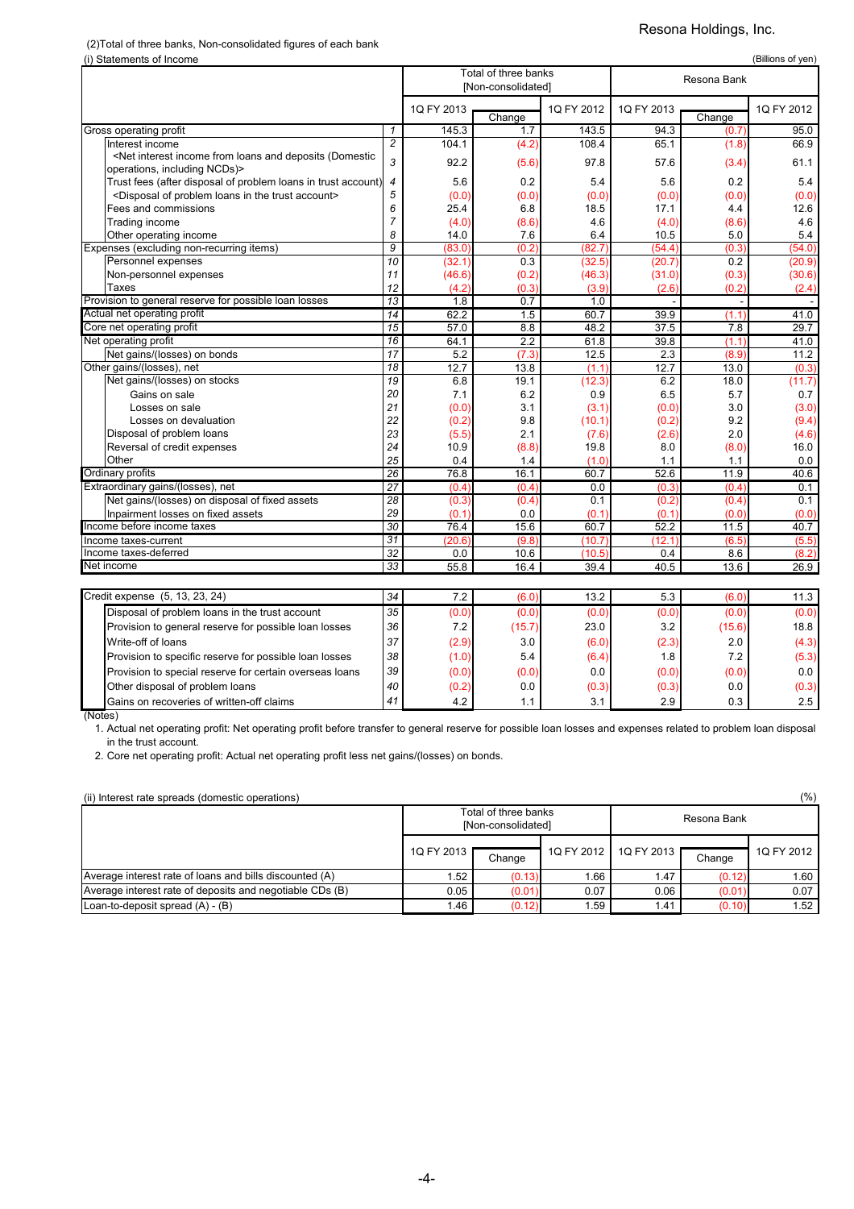(2)Total of three banks, Non-consolidated figures of each bank

(i) Statements of Income

(Billions of yen)

| | | Total of three banks [Non-consolidated] | | | Resona Bank | | |
|---|---|---|---|---|---|---|---|
| | | 1Q FY 2013 | Change | 1Q FY 2012 | 1Q FY 2013 | Change | 1Q FY 2012 |
| Gross operating profit | 1 | 145.3 | 1.7 | 143.5 | 94.3 | (0.7) | 95.0 |
| Interest income | 2 | 104.1 | (4.2) | 108.4 | 65.1 | (1.8) | 66.9 |
| <Net interest income from loans and deposits (Domestic operations, including NCDs)> | 3 | 92.2 | (5.6) | 97.8 | 57.6 | (3.4) | 61.1 |
| Trust fees (after disposal of problem loans in trust account) | 4 | 5.6 | 0.2 | 5.4 | 5.6 | 0.2 | 5.4 |
| <Disposal of problem loans in the trust account> | 5 | (0.0) | (0.0) | (0.0) | (0.0) | (0.0) | (0.0) |
| Fees and commissions | 6 | 25.4 | 6.8 | 18.5 | 17.1 | 4.4 | 12.6 |
| Trading income | 7 | (4.0) | (8.6) | 4.6 | (4.0) | (8.6) | 4.6 |
| Other operating income | 8 | 14.0 | 7.6 | 6.4 | 10.5 | 5.0 | 5.4 |
| Expenses (excluding non-recurring items) | 9 | (83.0) | (0.2) | (82.7) | (54.4) | (0.3) | (54.0) |
| Personnel expenses | 10 | (32.1) | 0.3 | (32.5) | (20.7) | 0.2 | (20.9) |
| Non-personnel expenses | 11 | (46.6) | (0.2) | (46.3) | (31.0) | (0.3) | (30.6) |
| Taxes | 12 | (4.2) | (0.3) | (3.9) | (2.6) | (0.2) | (2.4) |
| Provision to general reserve for possible loan losses | 13 | 1.8 | 0.7 | 1.0 | - | - | - |
| Actual net operating profit | 14 | 62.2 | 1.5 | 60.7 | 39.9 | (1.1) | 41.0 |
| Core net operating profit | 15 | 57.0 | 8.8 | 48.2 | 37.5 | 7.8 | 29.7 |
| Net operating profit | 16 | 64.1 | 2.2 | 61.8 | 39.8 | (1.1) | 41.0 |
| Net gains/(losses) on bonds | 17 | 5.2 | (7.3) | 12.5 | 2.3 | (8.9) | 11.2 |
| Other gains/(losses), net | 18 | 12.7 | 13.8 | (1.1) | 12.7 | 13.0 | (0.3) |
| Net gains/(losses) on stocks | 19 | 6.8 | 19.1 | (12.3) | 6.2 | 18.0 | (11.7) |
| Gains on sale | 20 | 7.1 | 6.2 | 0.9 | 6.5 | 5.7 | 0.7 |
| Losses on sale | 21 | (0.0) | 3.1 | (3.1) | (0.0) | 3.0 | (3.0) |
| Losses on devaluation | 22 | (0.2) | 9.8 | (10.1) | (0.2) | 9.2 | (9.4) |
| Disposal of problem loans | 23 | (5.5) | 2.1 | (7.6) | (2.6) | 2.0 | (4.6) |
| Reversal of credit expenses | 24 | 10.9 | (8.8) | 19.8 | 8.0 | (8.0) | 16.0 |
| Other | 25 | 0.4 | 1.4 | (1.0) | 1.1 | 1.1 | 0.0 |
| Ordinary profits | 26 | 76.8 | 16.1 | 60.7 | 52.6 | 11.9 | 40.6 |
| Extraordinary gains/(losses), net | 27 | (0.4) | (0.4) | 0.0 | (0.3) | (0.4) | 0.1 |
| Net gains/(losses) on disposal of fixed assets | 28 | (0.3) | (0.4) | 0.1 | (0.2) | (0.4) | 0.1 |
| Impairment losses on fixed assets | 29 | (0.1) | 0.0 | (0.1) | (0.1) | (0.0) | (0.0) |
| Income before income taxes | 30 | 76.4 | 15.6 | 60.7 | 52.2 | 11.5 | 40.7 |
| Income taxes-current | 31 | (20.6) | (9.8) | (10.7) | (12.1) | (6.5) | (5.5) |
| Income taxes-deferred | 32 | 0.0 | 10.6 | (10.5) | 0.4 | 8.6 | (8.2) |
| Net income | 33 | 55.8 | 16.4 | 39.4 | 40.5 | 13.6 | 26.9 |

| | | Total of three banks [Non-consolidated] | | | Resona Bank | | |
|---|---|---|---|---|---|---|---|
| | | 1Q FY 2013 | Change | 1Q FY 2012 | 1Q FY 2013 | Change | 1Q FY 2012 |
| Credit expense (5, 13, 23, 24) | 34 | 7.2 | (6.0) | 13.2 | 5.3 | (6.0) | 11.3 |
| Disposal of problem loans in the trust account | 35 | (0.0) | (0.0) | (0.0) | (0.0) | (0.0) | (0.0) |
| Provision to general reserve for possible loan losses | 36 | 7.2 | (15.7) | 23.0 | 3.2 | (15.6) | 18.8 |
| Write-off of loans | 37 | (2.9) | 3.0 | (6.0) | (2.3) | 2.0 | (4.3) |
| Provision to specific reserve for possible loan losses | 38 | (1.0) | 5.4 | (6.4) | 1.8 | 7.2 | (5.3) |
| Provision to special reserve for certain overseas loans | 39 | (0.0) | (0.0) | 0.0 | (0.0) | (0.0) | 0.0 |
| Other disposal of problem loans | 40 | (0.2) | 0.0 | (0.3) | (0.3) | 0.0 | (0.3) |
| Gains on recoveries of written-off claims | 41 | 4.2 | 1.1 | 3.1 | 2.9 | 0.3 | 2.5 |

(Notes)

1. Actual net operating profit: Net operating profit before transfer to general reserve for possible loan losses and expenses related to problem loan disposal in the trust account.
2. Core net operating profit: Actual net operating profit less net gains/(losses) on bonds.

(ii) Interest rate spreads (domestic operations)

(%)

| | Total of three banks [Non-consolidated] | | | Resona Bank | | |
|---|---|---|---|---|---|---|
| | 1Q FY 2013 | Change | 1Q FY 2012 | 1Q FY 2013 | Change | 1Q FY 2012 |
| Average interest rate of loans and bills discounted (A) | 1.52 | (0.13) | 1.66 | 1.47 | (0.12) | 1.60 |
| Average interest rate of deposits and negotiable CDs (B) | 0.05 | (0.01) | 0.07 | 0.06 | (0.01) | 0.07 |
| Loan-to-deposit spread (A) - (B) | 1.46 | (0.12) | 1.59 | 1.41 | (0.10) | 1.52 |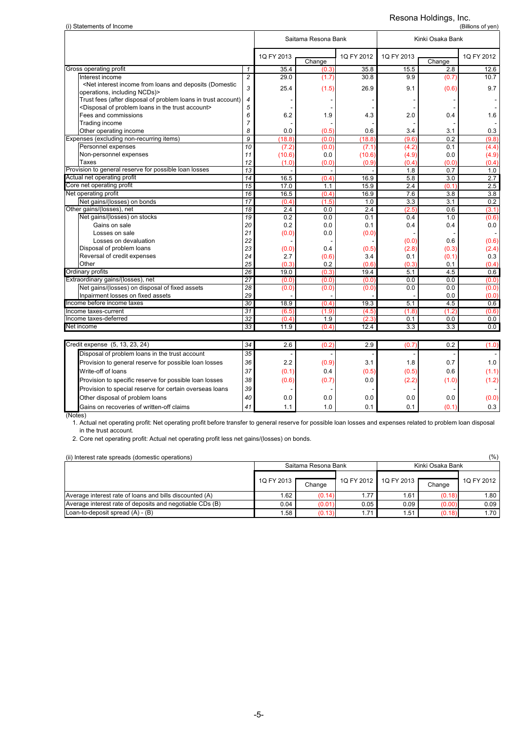Resona Holdings, Inc.

(i) Statements of Income

(Billions of yen)

| | | Saitama Resona Bank | | | Kinki Osaka Bank | | |
|---|---|---|---|---|---|---|---|
| | | 1Q FY 2013 | Change | 1Q FY 2012 | 1Q FY 2013 | Change | 1Q FY 2012 |
| Gross operating profit | 1 | 35.4 | (0.3) | 35.8 | 15.5 | 2.8 | 12.6 |
| Interest income | 2 | 29.0 | (1.7) | 30.8 | 9.9 | (0.7) | 10.7 |
| <Net interest income from loans and deposits (Domestic operations, including NCDs)> | 3 | 25.4 | (1.5) | 26.9 | 9.1 | (0.6) | 9.7 |
| Trust fees (after disposal of problem loans in trust account) | 4 | - | - | - | - | - | - |
| <Disposal of problem loans in the trust account> | 5 | - | - | - | - | - | - |
| Fees and commissions | 6 | 6.2 | 1.9 | 4.3 | 2.0 | 0.4 | 1.6 |
| Trading income | 7 | - | - | - | - | - | - |
| Other operating income | 8 | 0.0 | (0.5) | 0.6 | 3.4 | 3.1 | 0.3 |
| Expenses (excluding non-recurring items) | 9 | (18.8) | (0.0) | (18.8) | (9.6) | 0.2 | (9.8) |
| Personnel expenses | 10 | (7.2) | (0.0) | (7.1) | (4.2) | 0.1 | (4.4) |
| Non-personnel expenses | 11 | (10.6) | 0.0 | (10.6) | (4.9) | 0.0 | (4.9) |
| Taxes | 12 | (1.0) | (0.0) | (0.9) | (0.4) | (0.0) | (0.4) |
| Provision to general reserve for possible loan losses | 13 | - | - | - | 1.8 | 0.7 | 1.0 |
| Actual net operating profit | 14 | 16.5 | (0.4) | 16.9 | 5.8 | 3.0 | 2.7 |
| Core net operating profit | 15 | 17.0 | 1.1 | 15.9 | 2.4 | (0.1) | 2.5 |
| Net operating profit | 16 | 16.5 | (0.4) | 16.9 | 7.6 | 3.8 | 3.8 |
| Net gains/(losses) on bonds | 17 | (0.4) | (1.5) | 1.0 | 3.3 | 3.1 | 0.2 |
| Other gains/(losses), net | 18 | 2.4 | 0.0 | 2.4 | (2.5) | 0.6 | (3.1) |
| Net gains/(losses) on stocks | 19 | 0.2 | 0.0 | 0.1 | 0.4 | 1.0 | (0.6) |
| Gains on sale | 20 | 0.2 | 0.0 | 0.1 | 0.4 | 0.4 | 0.0 |
| Losses on sale | 21 | (0.0) | 0.0 | (0.0) | - | - | - |
| Losses on devaluation | 22 | - | - | - | (0.0) | 0.6 | (0.6) |
| Disposal of problem loans | 23 | (0.0) | 0.4 | (0.5) | (2.8) | (0.3) | (2.4) |
| Reversal of credit expenses | 24 | 2.7 | (0.6) | 3.4 | 0.1 | (0.1) | 0.3 |
| Other | 25 | (0.3) | 0.2 | (0.6) | (0.3) | 0.1 | (0.4) |
| Ordinary profits | 26 | 19.0 | (0.3) | 19.4 | 5.1 | 4.5 | 0.6 |
| Extraordinary gains/(losses), net | 27 | (0.0) | (0.0) | (0.0) | 0.0 | 0.0 | (0.0) |
| Net gains/(losses) on disposal of fixed assets | 28 | (0.0) | (0.0) | (0.0) | 0.0 | 0.0 | (0.0) |
| Inpairment losses on fixed assets | 29 | - | - | - | - | 0.0 | (0.0) |
| Income before income taxes | 30 | 18.9 | (0.4) | 19.3 | 5.1 | 4.5 | 0.6 |
| Income taxes-current | 31 | (6.5) | (1.9) | (4.5) | (1.8) | (1.2) | (0.6) |
| Income taxes-deferred | 32 | (0.4) | 1.9 | (2.3) | 0.1 | 0.0 | 0.0 |
| Net income | 33 | 11.9 | (0.4) | 12.4 | 3.3 | 3.3 | 0.0 |

| | | Saitama Resona Bank | | | Kinki Osaka Bank | | |
|---|---|---|---|---|---|---|---|
| | | 1Q FY 2013 | Change | 1Q FY 2012 | 1Q FY 2013 | Change | 1Q FY 2012 |
| Credit expense (5, 13, 23, 24) | 34 | 2.6 | (0.2) | 2.9 | (0.7) | 0.2 | (1.0) |
| Disposal of problem loans in the trust account | 35 | - | - | - | - | - | - |
| Provision to general reserve for possible loan losses | 36 | 2.2 | (0.9) | 3.1 | 1.8 | 0.7 | 1.0 |
| Write-off of loans | 37 | (0.1) | 0.4 | (0.5) | (0.5) | 0.6 | (1.1) |
| Provision to specific reserve for possible loan losses | 38 | (0.6) | (0.7) | 0.0 | (2.2) | (1.0) | (1.2) |
| Provision to special reserve for certain overseas loans | 39 | - | - | - | - | - | - |
| Other disposal of problem loans | 40 | 0.0 | 0.0 | 0.0 | 0.0 | 0.0 | (0.0) |
| Gains on recoveries of written-off claims | 41 | 1.1 | 1.0 | 0.1 | 0.1 | (0.1) | 0.3 |

(Notes)

1. Actual net operating profit: Net operating profit before transfer to general reserve for possible loan losses and expenses related to problem loan disposal in the trust account.
2. Core net operating profit: Actual net operating profit less net gains/(losses) on bonds.

(ii) Interest rate spreads (domestic operations)

(%)

| | Saitama Resona Bank | | | Kinki Osaka Bank | | |
|---|---|---|---|---|---|---|
| | 1Q FY 2013 | Change | 1Q FY 2012 | 1Q FY 2013 | Change | 1Q FY 2012 |
| Average interest rate of loans and bills discounted (A) | 1.62 | (0.14) | 1.77 | 1.61 | (0.18) | 1.80 |
| Average interest rate of deposits and negotiable CDs (B) | 0.04 | (0.01) | 0.05 | 0.09 | (0.00) | 0.09 |
| Loan-to-deposit spread (A) - (B) | 1.58 | (0.13) | 1.71 | 1.51 | (0.18) | 1.70 |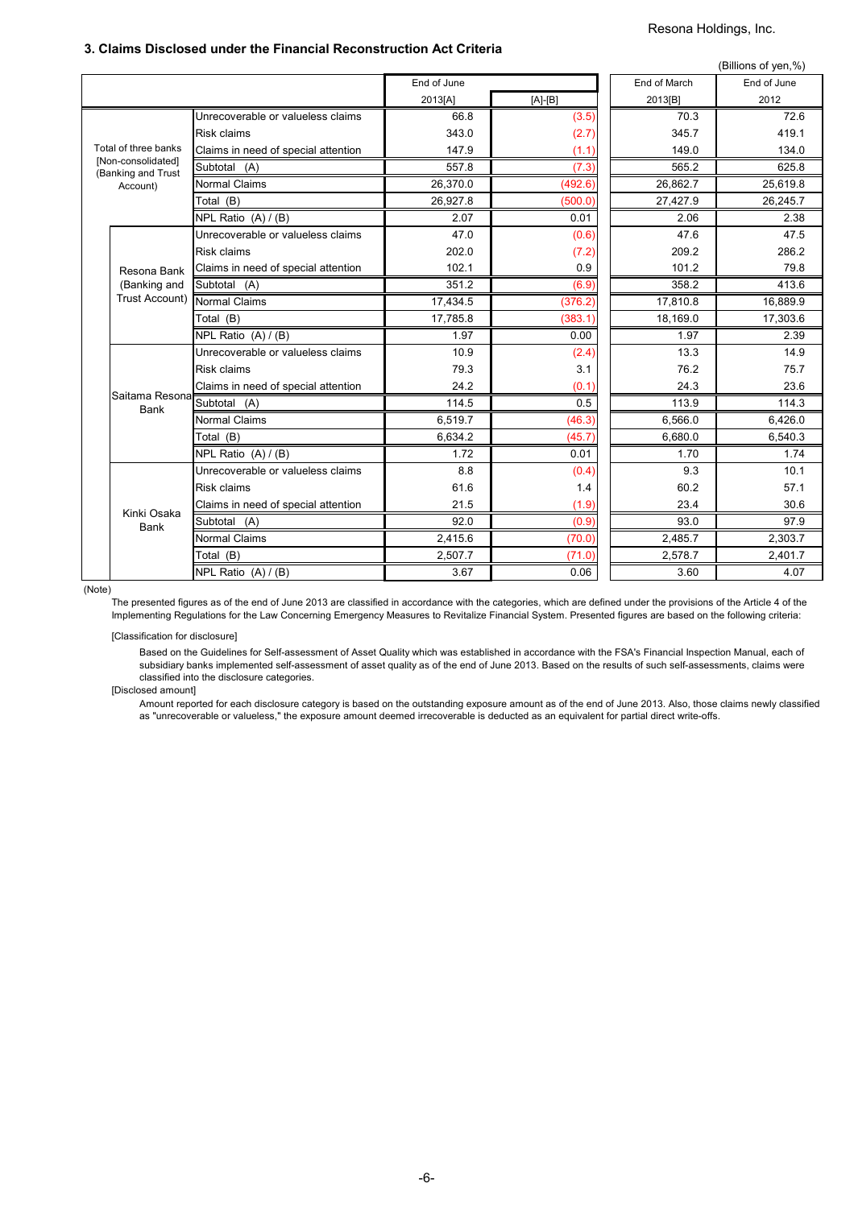### 3. Claims Disclosed under the Financial Reconstruction Act Criteria

(Billions of yen,%)

| | | End of June 2013[A] | [A]-[B] | End of March 2013[B] | End of June 2012 |
|---|---|---|---|---|---|
| Total of three banks [Non-consolidated] (Banking and Trust Account) | Unrecoverable or valueless claims | 66.8 | (3.5) | 70.3 | 72.6 |
| | Risk claims | 343.0 | (2.7) | 345.7 | 419.1 |
| | Claims in need of special attention | 147.9 | (1.1) | 149.0 | 134.0 |
| | Subtotal (A) | 557.8 | (7.3) | 565.2 | 625.8 |
| | Normal Claims | 26,370.0 | (492.6) | 26,862.7 | 25,619.8 |
| | Total (B) | 26,927.8 | (500.0) | 27,427.9 | 26,245.7 |
| | NPL Ratio (A) / (B) | 2.07 | 0.01 | 2.06 | 2.38 |
| Resona Bank (Banking and Trust Account) | Unrecoverable or valueless claims | 47.0 | (0.6) | 47.6 | 47.5 |
| | Risk claims | 202.0 | (7.2) | 209.2 | 286.2 |
| | Claims in need of special attention | 102.1 | 0.9 | 101.2 | 79.8 |
| | Subtotal (A) | 351.2 | (6.9) | 358.2 | 413.6 |
| | Normal Claims | 17,434.5 | (376.2) | 17,810.8 | 16,889.9 |
| | Total (B) | 17,785.8 | (383.1) | 18,169.0 | 17,303.6 |
| | NPL Ratio (A) / (B) | 1.97 | 0.00 | 1.97 | 2.39 |
| Saitama Resona Bank | Unrecoverable or valueless claims | 10.9 | (2.4) | 13.3 | 14.9 |
| | Risk claims | 79.3 | 3.1 | 76.2 | 75.7 |
| | Claims in need of special attention | 24.2 | (0.1) | 24.3 | 23.6 |
| | Subtotal (A) | 114.5 | 0.5 | 113.9 | 114.3 |
| | Normal Claims | 6,519.7 | (46.3) | 6,566.0 | 6,426.0 |
| | Total (B) | 6,634.2 | (45.7) | 6,680.0 | 6,540.3 |
| | NPL Ratio (A) / (B) | 1.72 | 0.01 | 1.70 | 1.74 |
| Kinki Osaka Bank | Unrecoverable or valueless claims | 8.8 | (0.4) | 9.3 | 10.1 |
| | Risk claims | 61.6 | 1.4 | 60.2 | 57.1 |
| | Claims in need of special attention | 21.5 | (1.9) | 23.4 | 30.6 |
| | Subtotal (A) | 92.0 | (0.9) | 93.0 | 97.9 |
| | Normal Claims | 2,415.6 | (70.0) | 2,485.7 | 2,303.7 |
| | Total (B) | 2,507.7 | (71.0) | 2,578.7 | 2,401.7 |
| | NPL Ratio (A) / (B) | 3.67 | 0.06 | 3.60 | 4.07 |

(Note)

The presented figures as of the end of June 2013 are classified in accordance with the categories, which are defined under the provisions of the Article 4 of the Implementing Regulations for the Law Concerning Emergency Measures to Revitalize Financial System. Presented figures are based on the following criteria:

[Classification for disclosure]

Based on the Guidelines for Self-assessment of Asset Quality which was established in accordance with the FSA's Financial Inspection Manual, each of subsidiary banks implemented self-assessment of asset quality as of the end of June 2013. Based on the results of such self-assessments, claims were classified into the disclosure categories.

[Disclosed amount]

Amount reported for each disclosure category is based on the outstanding exposure amount as of the end of June 2013. Also, those claims newly classified as "unrecoverable or valueless," the exposure amount deemed irrecoverable is deducted as an equivalent for partial direct write-offs.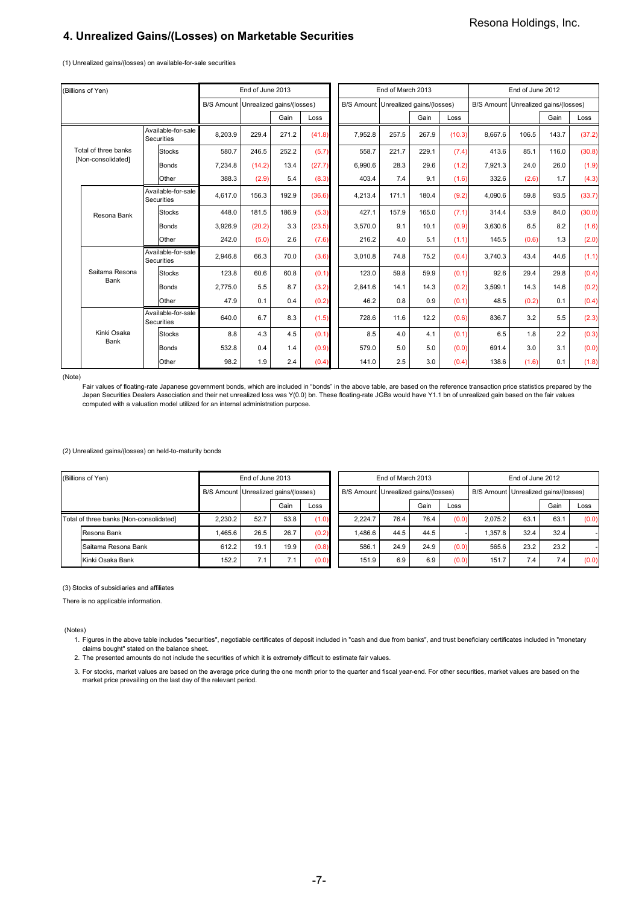## 4. Unrealized Gains/(Losses) on Marketable Securities

(1) Unrealized gains/(losses) on available-for-sale securities

| (Billions of Yen) | | End of June 2013 | | | | End of March 2013 | | | | End of June 2012 | | | |
|---|---|---|---|---|---|---|---|---|---|---|---|---|---|
| | | B/S Amount | Unrealized gains/(losses) | | | B/S Amount | Unrealized gains/(losses) | | | B/S Amount | Unrealized gains/(losses) | | |
| | | | | Gain | Loss | | | Gain | Loss | | | Gain | Loss |
| Total of three banks [Non-consolidated] | Available-for-sale Securities | 8,203.9 | 229.4 | 271.2 | (41.8) | 7,952.8 | 257.5 | 267.9 | (10.3) | 8,667.6 | 106.5 | 143.7 | (37.2) |
| | Stocks | 580.7 | 246.5 | 252.2 | (5.7) | 558.7 | 221.7 | 229.1 | (7.4) | 413.6 | 85.1 | 116.0 | (30.8) |
| | Bonds | 7,234.8 | (14.2) | 13.4 | (27.7) | 6,990.6 | 28.3 | 29.6 | (1.2) | 7,921.3 | 24.0 | 26.0 | (1.9) |
| | Other | 388.3 | (2.9) | 5.4 | (8.3) | 403.4 | 7.4 | 9.1 | (1.6) | 332.6 | (2.6) | 1.7 | (4.3) |
| Resona Bank | Available-for-sale Securities | 4,617.0 | 156.3 | 192.9 | (36.6) | 4,213.4 | 171.1 | 180.4 | (9.2) | 4,090.6 | 59.8 | 93.5 | (33.7) |
| | Stocks | 448.0 | 181.5 | 186.9 | (5.3) | 427.1 | 157.9 | 165.0 | (7.1) | 314.4 | 53.9 | 84.0 | (30.0) |
| | Bonds | 3,926.9 | (20.2) | 3.3 | (23.5) | 3,570.0 | 9.1 | 10.1 | (0.9) | 3,630.6 | 6.5 | 8.2 | (1.6) |
| | Other | 242.0 | (5.0) | 2.6 | (7.6) | 216.2 | 4.0 | 5.1 | (1.1) | 145.5 | (0.6) | 1.3 | (2.0) |
| Saitama Resona Bank | Available-for-sale Securities | 2,946.8 | 66.3 | 70.0 | (3.6) | 3,010.8 | 74.8 | 75.2 | (0.4) | 3,740.3 | 43.4 | 44.6 | (1.1) |
| | Stocks | 123.8 | 60.6 | 60.8 | (0.1) | 123.0 | 59.8 | 59.9 | (0.1) | 92.6 | 29.4 | 29.8 | (0.4) |
| | Bonds | 2,775.0 | 5.5 | 8.7 | (3.2) | 2,841.6 | 14.1 | 14.3 | (0.2) | 3,599.1 | 14.3 | 14.6 | (0.2) |
| | Other | 47.9 | 0.1 | 0.4 | (0.2) | 46.2 | 0.8 | 0.9 | (0.1) | 48.5 | (0.2) | 0.1 | (0.4) |
| Kinki Osaka Bank | Available-for-sale Securities | 640.0 | 6.7 | 8.3 | (1.5) | 728.6 | 11.6 | 12.2 | (0.6) | 836.7 | 3.2 | 5.5 | (2.3) |
| | Stocks | 8.8 | 4.3 | 4.5 | (0.1) | 8.5 | 4.0 | 4.1 | (0.1) | 6.5 | 1.8 | 2.2 | (0.3) |
| | Bonds | 532.8 | 0.4 | 1.4 | (0.9) | 579.0 | 5.0 | 5.0 | (0.0) | 691.4 | 3.0 | 3.1 | (0.0) |
| | Other | 98.2 | 1.9 | 2.4 | (0.4) | 141.0 | 2.5 | 3.0 | (0.4) | 138.6 | (1.6) | 0.1 | (1.8) |

(Note)

Fair values of floating-rate Japanese government bonds, which are included in "bonds" in the above table, are based on the reference transaction price statistics prepared by the Japan Securities Dealers Association and their net unrealized loss was Y(0.0) bn. These floating-rate JGBs would have Y1.1 bn of unrealized gain based on the fair values computed with a valuation model utilized for an internal administration purpose.

(2) Unrealized gains/(losses) on held-to-maturity bonds

| (Billions of Yen) | End of June 2013 | | | | End of March 2013 | | | | End of June 2012 | | | |
|---|---|---|---|---|---|---|---|---|---|---|---|---|
| | B/S Amount | Unrealized gains/(losses) | | | B/S Amount | Unrealized gains/(losses) | | | B/S Amount | Unrealized gains/(losses) | | |
| | | | Gain | Loss | | | Gain | Loss | | | Gain | Loss |
| Total of three banks [Non-consolidated] | 2,230.2 | 52.7 | 53.8 | (1.0) | 2,224.7 | 76.4 | 76.4 | (0.0) | 2,075.2 | 63.1 | 63.1 | (0.0) |
| Resona Bank | 1,465.6 | 26.5 | 26.7 | (0.2) | 1,486.6 | 44.5 | 44.5 | - | 1,357.8 | 32.4 | 32.4 | - |
| Saitama Resona Bank | 612.2 | 19.1 | 19.9 | (0.8) | 586.1 | 24.9 | 24.9 | (0.0) | 565.6 | 23.2 | 23.2 | - |
| Kinki Osaka Bank | 152.2 | 7.1 | 7.1 | (0.0) | 151.9 | 6.9 | 6.9 | (0.0) | 151.7 | 7.4 | 7.4 | (0.0) |

(3) Stocks of subsidiaries and affiliates

There is no applicable information.

(Notes)

1. Figures in the above table includes "securities", negotiable certificates of deposit included in "cash and due from banks", and trust beneficiary certificates included in "monetary claims bought" stated on the balance sheet.
2. The presented amounts do not include the securities of which it is extremely difficult to estimate fair values.
3. For stocks, market values are based on the average price during the one month prior to the quarter and fiscal year-end. For other securities, market values are based on the market price prevailing on the last day of the relevant period.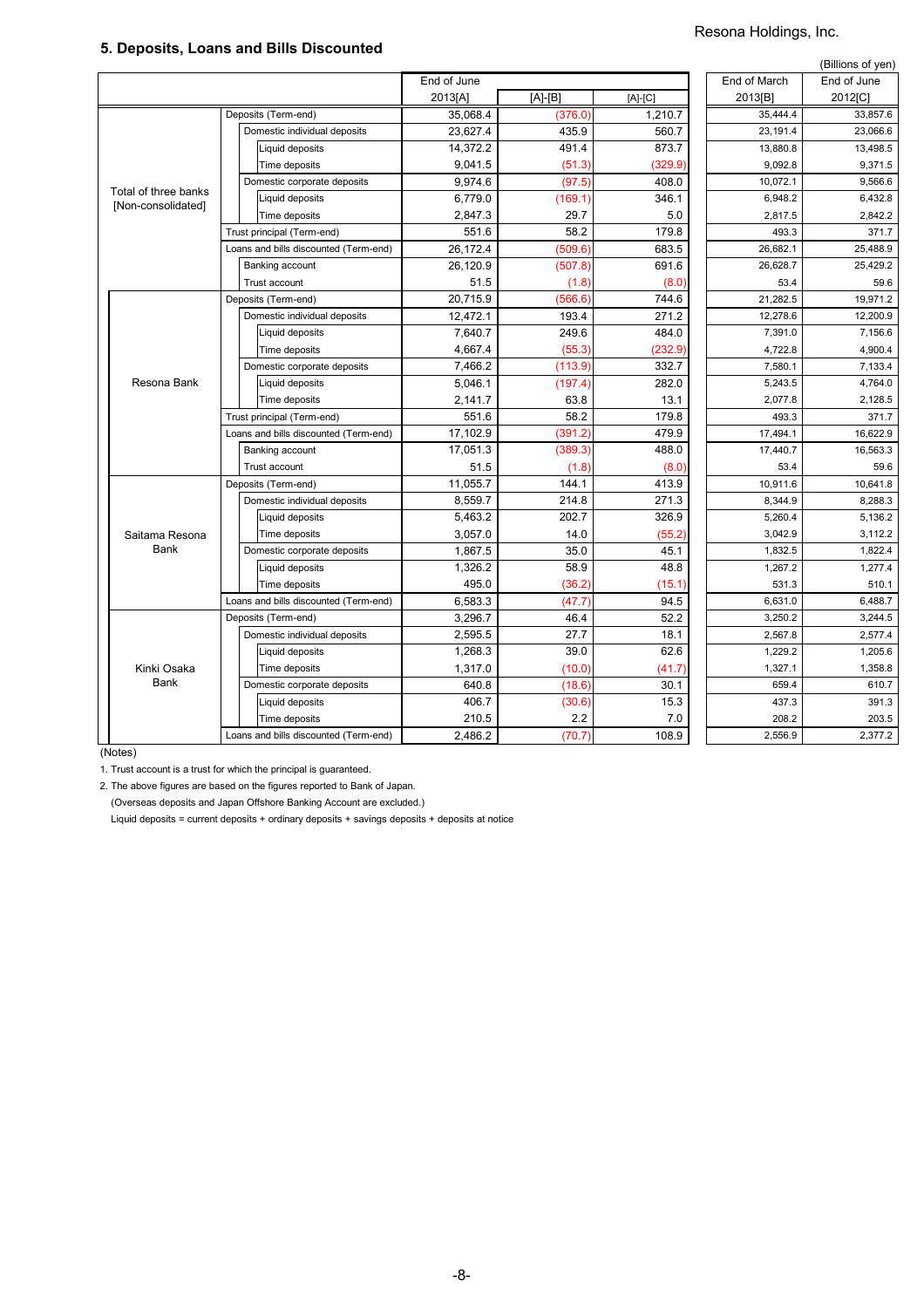## 5. Deposits, Loans and Bills Discounted

(Billions of yen)

| | | | End of June 2013[A] | [A]-[B] | [A]-[C] | End of March 2013[B] | End of June 2012[C] |
|---|---|---|---|---|---|---|---|
| Total of three banks [Non-consolidated] | Deposits (Term-end) | | 35,068.4 | (376.0) | 1,210.7 | 35,444.4 | 33,857.6 |
| | Domestic individual deposits | | 23,627.4 | 435.9 | 560.7 | 23,191.4 | 23,066.6 |
| | | Liquid deposits | 14,372.2 | 491.4 | 873.7 | 13,880.8 | 13,498.5 |
| | | Time deposits | 9,041.5 | (51.3) | (329.9) | 9,092.8 | 9,371.5 |
| | Domestic corporate deposits | | 9,974.6 | (97.5) | 408.0 | 10,072.1 | 9,566.6 |
| | | Liquid deposits | 6,779.0 | (169.1) | 346.1 | 6,948.2 | 6,432.8 |
| | | Time deposits | 2,847.3 | 29.7 | 5.0 | 2,817.5 | 2,842.2 |
| | Trust principal (Term-end) | | 551.6 | 58.2 | 179.8 | 493.3 | 371.7 |
| | Loans and bills discounted (Term-end) | | 26,172.4 | (509.6) | 683.5 | 26,682.1 | 25,488.9 |
| | Banking account | | 26,120.9 | (507.8) | 691.6 | 26,628.7 | 25,429.2 |
| | Trust account | | 51.5 | (1.8) | (8.0) | 53.4 | 59.6 |
| Resona Bank | Deposits (Term-end) | | 20,715.9 | (566.6) | 744.6 | 21,282.5 | 19,971.2 |
| | Domestic individual deposits | | 12,472.1 | 193.4 | 271.2 | 12,278.6 | 12,200.9 |
| | | Liquid deposits | 7,640.7 | 249.6 | 484.0 | 7,391.0 | 7,156.6 |
| | | Time deposits | 4,667.4 | (55.3) | (232.9) | 4,722.8 | 4,900.4 |
| | Domestic corporate deposits | | 7,466.2 | (113.9) | 332.7 | 7,580.1 | 7,133.4 |
| | | Liquid deposits | 5,046.1 | (197.4) | 282.0 | 5,243.5 | 4,764.0 |
| | | Time deposits | 2,141.7 | 63.8 | 13.1 | 2,077.8 | 2,128.5 |
| | Trust principal (Term-end) | | 551.6 | 58.2 | 179.8 | 493.3 | 371.7 |
| | Loans and bills discounted (Term-end) | | 17,102.9 | (391.2) | 479.9 | 17,494.1 | 16,622.9 |
| | Banking account | | 17,051.3 | (389.3) | 488.0 | 17,440.7 | 16,563.3 |
| | Trust account | | 51.5 | (1.8) | (8.0) | 53.4 | 59.6 |
| Saitama Resona Bank | Deposits (Term-end) | | 11,055.7 | 144.1 | 413.9 | 10,911.6 | 10,641.8 |
| | Domestic individual deposits | | 8,559.7 | 214.8 | 271.3 | 8,344.9 | 8,288.3 |
| | | Liquid deposits | 5,463.2 | 202.7 | 326.9 | 5,260.4 | 5,136.2 |
| | | Time deposits | 3,057.0 | 14.0 | (55.2) | 3,042.9 | 3,112.2 |
| | Domestic corporate deposits | | 1,867.5 | 35.0 | 45.1 | 1,832.5 | 1,822.4 |
| | | Liquid deposits | 1,326.2 | 58.9 | 48.8 | 1,267.2 | 1,277.4 |
| | | Time deposits | 495.0 | (36.2) | (15.1) | 531.3 | 510.1 |
| | Loans and bills discounted (Term-end) | | 6,583.3 | (47.7) | 94.5 | 6,631.0 | 6,488.7 |
| Kinki Osaka Bank | Deposits (Term-end) | | 3,296.7 | 46.4 | 52.2 | 3,250.2 | 3,244.5 |
| | Domestic individual deposits | | 2,595.5 | 27.7 | 18.1 | 2,567.8 | 2,577.4 |
| | | Liquid deposits | 1,268.3 | 39.0 | 62.6 | 1,229.2 | 1,205.6 |
| | | Time deposits | 1,317.0 | (10.0) | (41.7) | 1,327.1 | 1,358.8 |
| | Domestic corporate deposits | | 640.8 | (18.6) | 30.1 | 659.4 | 610.7 |
| | | Liquid deposits | 406.7 | (30.6) | 15.3 | 437.3 | 391.3 |
| | | Time deposits | 210.5 | 2.2 | 7.0 | 208.2 | 203.5 |
| | Loans and bills discounted (Term-end) | | 2,486.2 | (70.7) | 108.9 | 2,556.9 | 2,377.2 |

(Notes)

1. Trust account is a trust for which the principal is guaranteed.
2. The above figures are based on the figures reported to Bank of Japan.
   (Overseas deposits and Japan Offshore Banking Account are excluded.)
   Liquid deposits = current deposits + ordinary deposits + savings deposits + deposits at notice